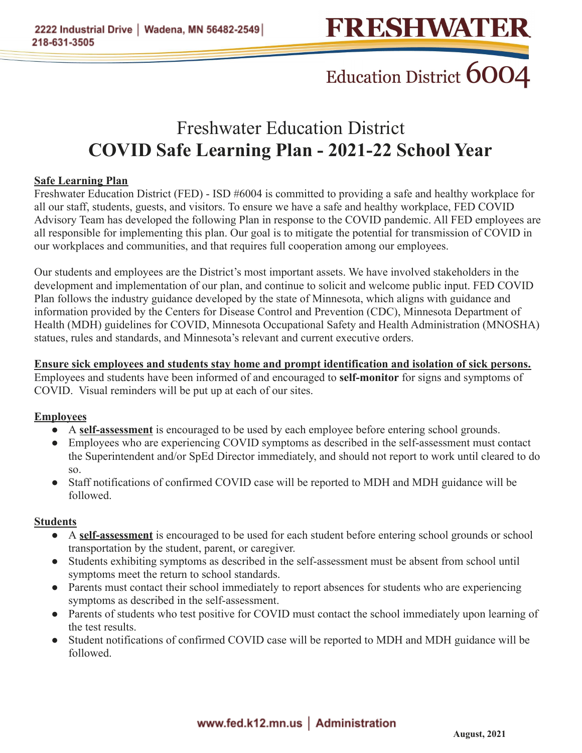2222 Industrial Drive | Wadena, MN 56482-2549 | 218-631-3505

**FRESHWATER** Education District 6004

# Freshwater Education District
# COVID Safe Learning Plan - 2021-22 School Year

**Safe Learning Plan**

Freshwater Education District (FED) - ISD #6004 is committed to providing a safe and healthy workplace for all our staff, students, guests, and visitors. To ensure we have a safe and healthy workplace, FED COVID Advisory Team has developed the following Plan in response to the COVID pandemic. All FED employees are all responsible for implementing this plan. Our goal is to mitigate the potential for transmission of COVID in our workplaces and communities, and that requires full cooperation among our employees.

Our students and employees are the District's most important assets. We have involved stakeholders in the development and implementation of our plan, and continue to solicit and welcome public input. FED COVID Plan follows the industry guidance developed by the state of Minnesota, which aligns with guidance and information provided by the Centers for Disease Control and Prevention (CDC), Minnesota Department of Health (MDH) guidelines for COVID, Minnesota Occupational Safety and Health Administration (MNOSHA) statues, rules and standards, and Minnesota's relevant and current executive orders.

**Ensure sick employees and students stay home and prompt identification and isolation of sick persons.**

Employees and students have been informed of and encouraged to **self-monitor** for signs and symptoms of COVID. Visual reminders will be put up at each of our sites.

**Employees**

- A **self-assessment** is encouraged to be used by each employee before entering school grounds.
- Employees who are experiencing COVID symptoms as described in the self-assessment must contact the Superintendent and/or SpEd Director immediately, and should not report to work until cleared to do so.
- Staff notifications of confirmed COVID case will be reported to MDH and MDH guidance will be followed.

**Students**

- A **self-assessment** is encouraged to be used for each student before entering school grounds or school transportation by the student, parent, or caregiver.
- Students exhibiting symptoms as described in the self-assessment must be absent from school until symptoms meet the return to school standards.
- Parents must contact their school immediately to report absences for students who are experiencing symptoms as described in the self-assessment.
- Parents of students who test positive for COVID must contact the school immediately upon learning of the test results.
- Student notifications of confirmed COVID case will be reported to MDH and MDH guidance will be followed.

www.fed.k12.mn.us | Administration

August, 2021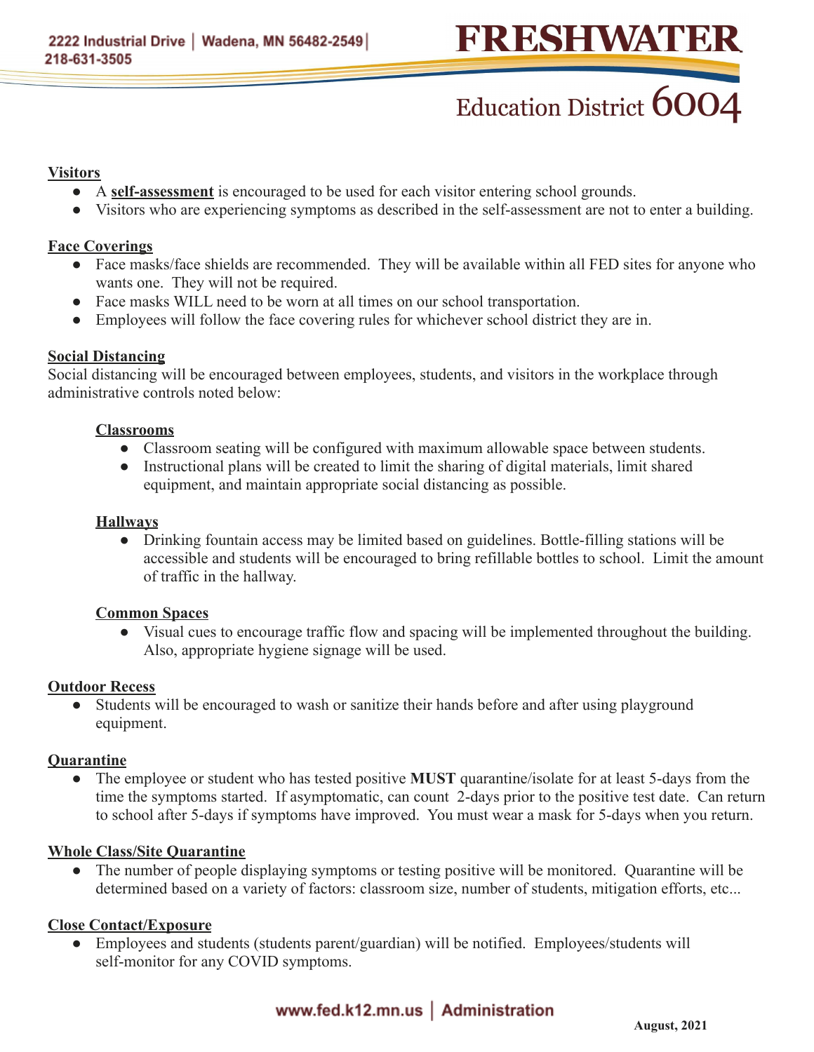## Visitors

- A **self-assessment** is encouraged to be used for each visitor entering school grounds.
- Visitors who are experiencing symptoms as described in the self-assessment are not to enter a building.

## Face Coverings

- Face masks/face shields are recommended. They will be available within all FED sites for anyone who wants one. They will not be required.
- Face masks WILL need to be worn at all times on our school transportation.
- Employees will follow the face covering rules for whichever school district they are in.

## Social Distancing

Social distancing will be encouraged between employees, students, and visitors in the workplace through administrative controls noted below:

### Classrooms

- Classroom seating will be configured with maximum allowable space between students.
- Instructional plans will be created to limit the sharing of digital materials, limit shared equipment, and maintain appropriate social distancing as possible.

### Hallways

- Drinking fountain access may be limited based on guidelines. Bottle-filling stations will be accessible and students will be encouraged to bring refillable bottles to school. Limit the amount of traffic in the hallway.

### Common Spaces

- Visual cues to encourage traffic flow and spacing will be implemented throughout the building. Also, appropriate hygiene signage will be used.

## Outdoor Recess

- Students will be encouraged to wash or sanitize their hands before and after using playground equipment.

## Quarantine

- The employee or student who has tested positive **MUST** quarantine/isolate for at least 5-days from the time the symptoms started. If asymptomatic, can count 2-days prior to the positive test date. Can return to school after 5-days if symptoms have improved. You must wear a mask for 5-days when you return.

## Whole Class/Site Quarantine

- The number of people displaying symptoms or testing positive will be monitored. Quarantine will be determined based on a variety of factors: classroom size, number of students, mitigation efforts, etc...

## Close Contact/Exposure

- Employees and students (students parent/guardian) will be notified. Employees/students will self-monitor for any COVID symptoms.

August, 2021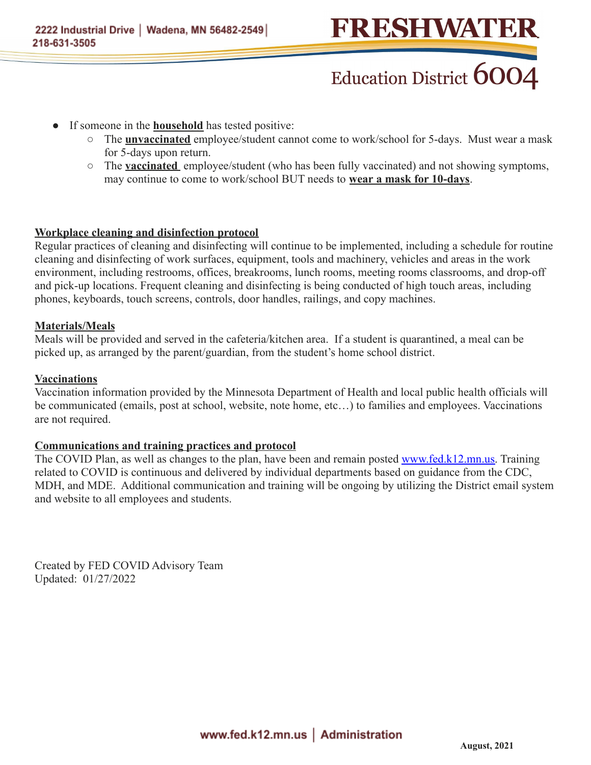- If someone in the **household** has tested positive:
  - The **unvaccinated** employee/student cannot come to work/school for 5-days. Must wear a mask for 5-days upon return.
  - The **vaccinated** employee/student (who has been fully vaccinated) and not showing symptoms, may continue to come to work/school BUT needs to **wear a mask for 10-days**.

**Workplace cleaning and disinfection protocol**

Regular practices of cleaning and disinfecting will continue to be implemented, including a schedule for routine cleaning and disinfecting of work surfaces, equipment, tools and machinery, vehicles and areas in the work environment, including restrooms, offices, breakrooms, lunch rooms, meeting rooms classrooms, and drop-off and pick-up locations. Frequent cleaning and disinfecting is being conducted of high touch areas, including phones, keyboards, touch screens, controls, door handles, railings, and copy machines.

**Materials/Meals**

Meals will be provided and served in the cafeteria/kitchen area. If a student is quarantined, a meal can be picked up, as arranged by the parent/guardian, from the student's home school district.

**Vaccinations**

Vaccination information provided by the Minnesota Department of Health and local public health officials will be communicated (emails, post at school, website, note home, etc…) to families and employees. Vaccinations are not required.

**Communications and training practices and protocol**

The COVID Plan, as well as changes to the plan, have been and remain posted www.fed.k12.mn.us. Training related to COVID is continuous and delivered by individual departments based on guidance from the CDC, MDH, and MDE. Additional communication and training will be ongoing by utilizing the District email system and website to all employees and students.

Created by FED COVID Advisory Team
Updated: 01/27/2022